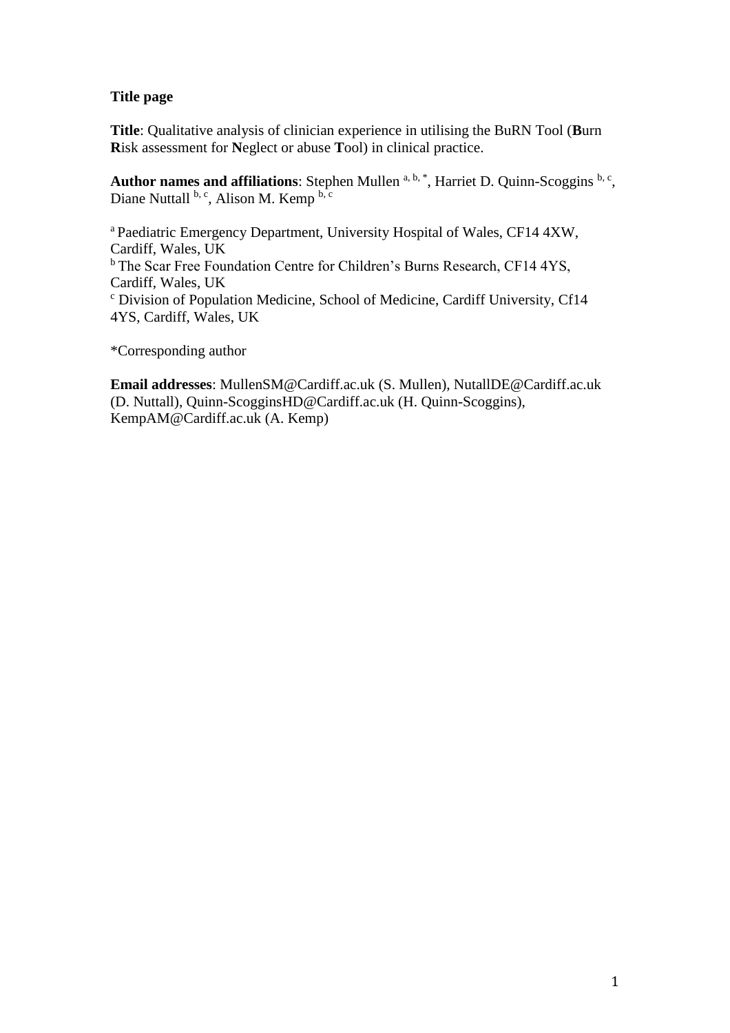**Title page**

**Title**: Qualitative analysis of clinician experience in utilising the BuRN Tool (**B**urn **R**isk assessment for **N**eglect or abuse **T**ool) in clinical practice.

**Author names and affiliations**: Stephen Mullen [a, b, *], Harriet D. Quinn-Scoggins [b, c], Diane Nuttall [b, c], Alison M. Kemp [b, c]

[a] Paediatric Emergency Department, University Hospital of Wales, CF14 4XW, Cardiff, Wales, UK

[b] The Scar Free Foundation Centre for Children's Burns Research, CF14 4YS, Cardiff, Wales, UK

[c] Division of Population Medicine, School of Medicine, Cardiff University, Cf14 4YS, Cardiff, Wales, UK

*Corresponding author

**Email addresses**: MullenSM@Cardiff.ac.uk (S. Mullen), NutallDE@Cardiff.ac.uk (D. Nuttall), Quinn-ScogginsHD@Cardiff.ac.uk (H. Quinn-Scoggins), KempAM@Cardiff.ac.uk (A. Kemp)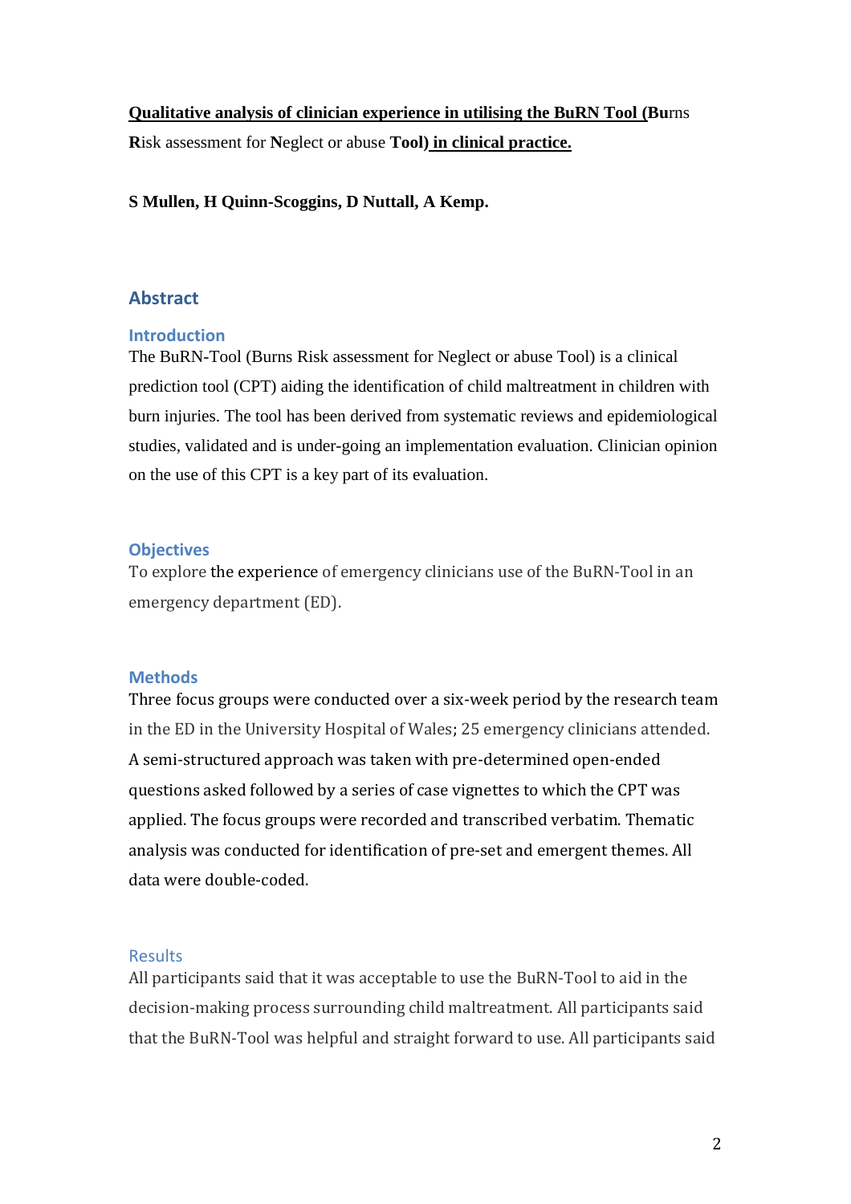**Qualitative analysis of clinician experience in utilising the BuRN Tool (Bu**rns **R**isk assessment for **N**eglect or abuse **Tool) in clinical practice.**

**S Mullen, H Quinn-Scoggins, D Nuttall, A Kemp.**

## Abstract

### Introduction

The BuRN-Tool (Burns Risk assessment for Neglect or abuse Tool) is a clinical prediction tool (CPT) aiding the identification of child maltreatment in children with burn injuries. The tool has been derived from systematic reviews and epidemiological studies, validated and is under-going an implementation evaluation. Clinician opinion on the use of this CPT is a key part of its evaluation.

### Objectives

To explore the experience of emergency clinicians use of the BuRN-Tool in an emergency department (ED).

### Methods

Three focus groups were conducted over a six-week period by the research team in the ED in the University Hospital of Wales; 25 emergency clinicians attended. A semi-structured approach was taken with pre-determined open-ended questions asked followed by a series of case vignettes to which the CPT was applied. The focus groups were recorded and transcribed verbatim. Thematic analysis was conducted for identification of pre-set and emergent themes. All data were double-coded.

### Results

All participants said that it was acceptable to use the BuRN-Tool to aid in the decision-making process surrounding child maltreatment. All participants said that the BuRN-Tool was helpful and straight forward to use. All participants said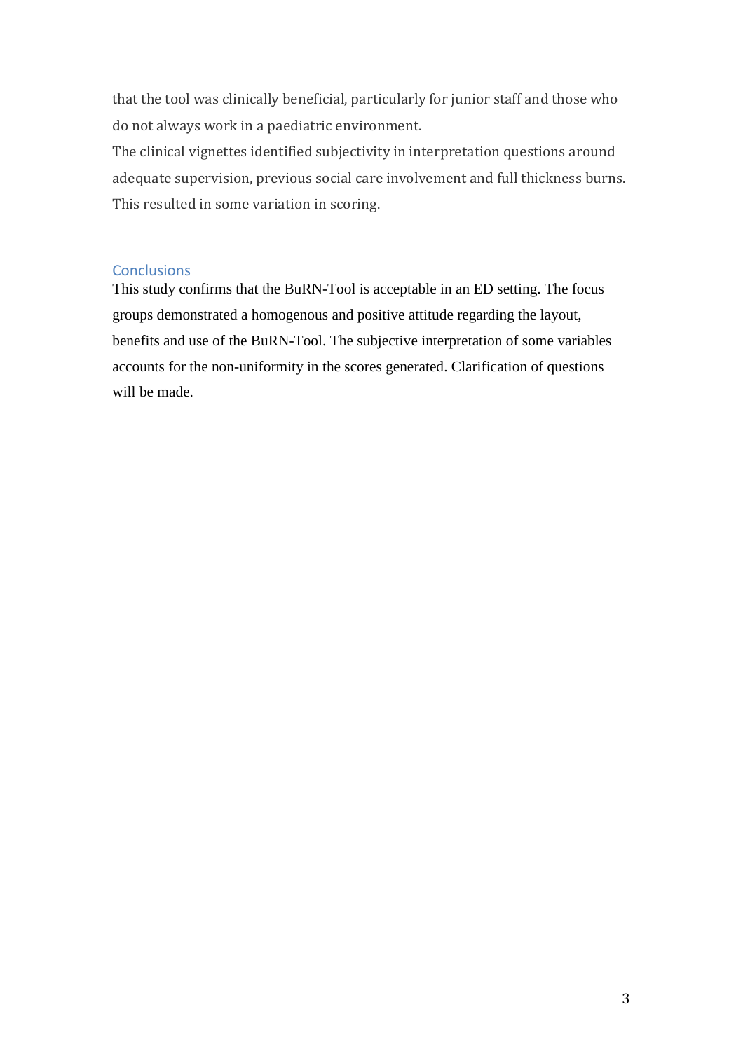that the tool was clinically beneficial, particularly for junior staff and those who do not always work in a paediatric environment.

The clinical vignettes identified subjectivity in interpretation questions around adequate supervision, previous social care involvement and full thickness burns. This resulted in some variation in scoring.

## Conclusions

This study confirms that the BuRN-Tool is acceptable in an ED setting. The focus groups demonstrated a homogenous and positive attitude regarding the layout, benefits and use of the BuRN-Tool. The subjective interpretation of some variables accounts for the non-uniformity in the scores generated. Clarification of questions will be made.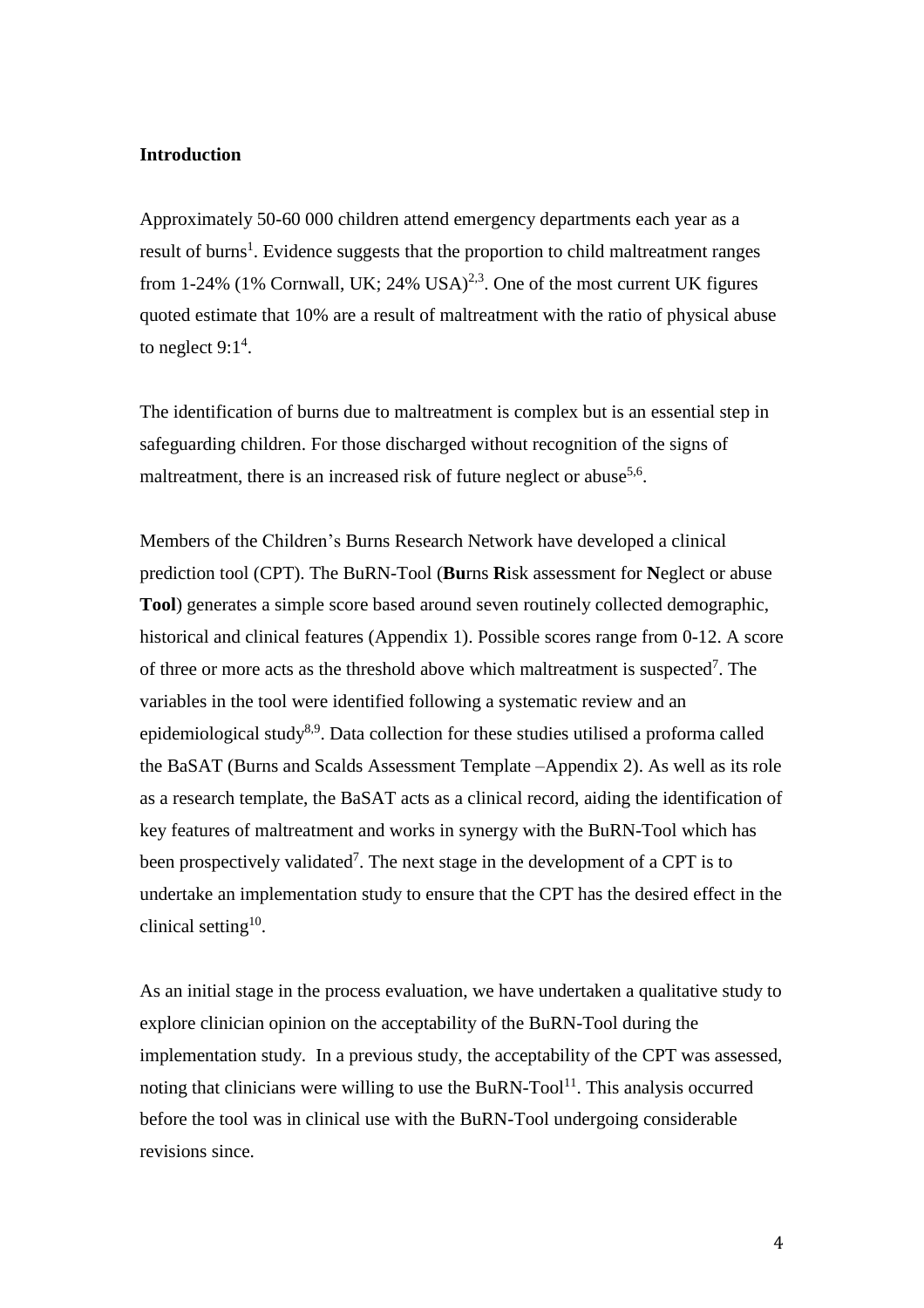## Introduction

Approximately 50-60 000 children attend emergency departments each year as a result of burns[1]. Evidence suggests that the proportion to child maltreatment ranges from 1-24% (1% Cornwall, UK; 24% USA)[2,3]. One of the most current UK figures quoted estimate that 10% are a result of maltreatment with the ratio of physical abuse to neglect 9:1[4].

The identification of burns due to maltreatment is complex but is an essential step in safeguarding children. For those discharged without recognition of the signs of maltreatment, there is an increased risk of future neglect or abuse[5,6].

Members of the Children's Burns Research Network have developed a clinical prediction tool (CPT). The BuRN-Tool (**Bu**rns **R**isk assessment for **N**eglect or abuse **Tool**) generates a simple score based around seven routinely collected demographic, historical and clinical features (Appendix 1). Possible scores range from 0-12. A score of three or more acts as the threshold above which maltreatment is suspected[7]. The variables in the tool were identified following a systematic review and an epidemiological study[8,9]. Data collection for these studies utilised a proforma called the BaSAT (Burns and Scalds Assessment Template –Appendix 2). As well as its role as a research template, the BaSAT acts as a clinical record, aiding the identification of key features of maltreatment and works in synergy with the BuRN-Tool which has been prospectively validated[7]. The next stage in the development of a CPT is to undertake an implementation study to ensure that the CPT has the desired effect in the clinical setting[10].

As an initial stage in the process evaluation, we have undertaken a qualitative study to explore clinician opinion on the acceptability of the BuRN-Tool during the implementation study. In a previous study, the acceptability of the CPT was assessed, noting that clinicians were willing to use the BuRN-Tool[11]. This analysis occurred before the tool was in clinical use with the BuRN-Tool undergoing considerable revisions since.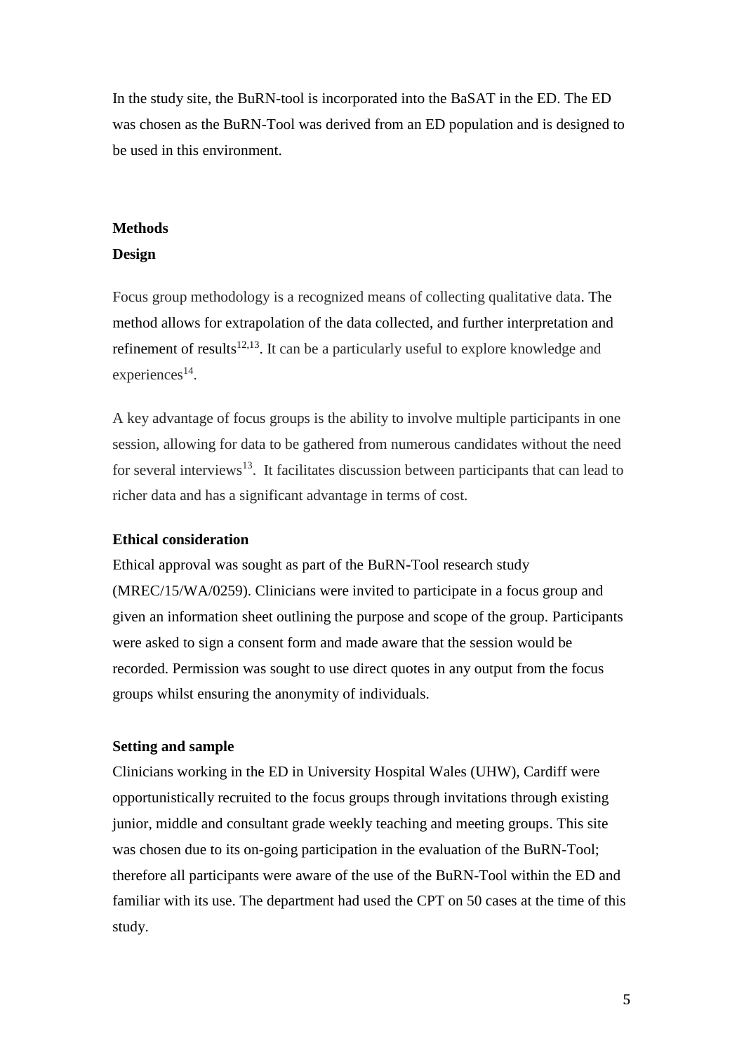In the study site, the BuRN-tool is incorporated into the BaSAT in the ED. The ED was chosen as the BuRN-Tool was derived from an ED population and is designed to be used in this environment.

## Methods

### Design

Focus group methodology is a recognized means of collecting qualitative data. The method allows for extrapolation of the data collected, and further interpretation and refinement of results[12,13]. It can be a particularly useful to explore knowledge and experiences[14].

A key advantage of focus groups is the ability to involve multiple participants in one session, allowing for data to be gathered from numerous candidates without the need for several interviews[13]. It facilitates discussion between participants that can lead to richer data and has a significant advantage in terms of cost.

### Ethical consideration

Ethical approval was sought as part of the BuRN-Tool research study (MREC/15/WA/0259). Clinicians were invited to participate in a focus group and given an information sheet outlining the purpose and scope of the group. Participants were asked to sign a consent form and made aware that the session would be recorded. Permission was sought to use direct quotes in any output from the focus groups whilst ensuring the anonymity of individuals.

### Setting and sample

Clinicians working in the ED in University Hospital Wales (UHW), Cardiff were opportunistically recruited to the focus groups through invitations through existing junior, middle and consultant grade weekly teaching and meeting groups. This site was chosen due to its on-going participation in the evaluation of the BuRN-Tool; therefore all participants were aware of the use of the BuRN-Tool within the ED and familiar with its use. The department had used the CPT on 50 cases at the time of this study.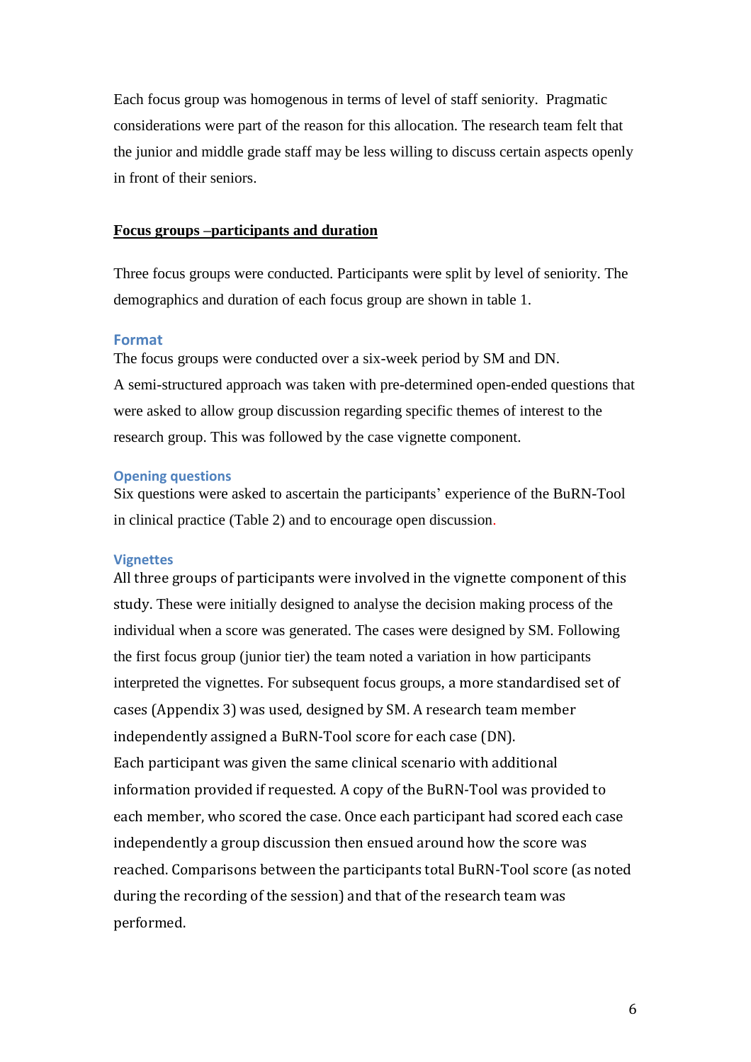Each focus group was homogenous in terms of level of staff seniority. Pragmatic considerations were part of the reason for this allocation. The research team felt that the junior and middle grade staff may be less willing to discuss certain aspects openly in front of their seniors.

## Focus groups –participants and duration

Three focus groups were conducted. Participants were split by level of seniority. The demographics and duration of each focus group are shown in table 1.

### Format

The focus groups were conducted over a six-week period by SM and DN.

A semi-structured approach was taken with pre-determined open-ended questions that were asked to allow group discussion regarding specific themes of interest to the research group. This was followed by the case vignette component.

### Opening questions

Six questions were asked to ascertain the participants' experience of the BuRN-Tool in clinical practice (Table 2) and to encourage open discussion.

### Vignettes

All three groups of participants were involved in the vignette component of this study. These were initially designed to analyse the decision making process of the individual when a score was generated. The cases were designed by SM. Following the first focus group (junior tier) the team noted a variation in how participants interpreted the vignettes. For subsequent focus groups, a more standardised set of cases (Appendix 3) was used, designed by SM. A research team member independently assigned a BuRN-Tool score for each case (DN).

Each participant was given the same clinical scenario with additional information provided if requested. A copy of the BuRN-Tool was provided to each member, who scored the case. Once each participant had scored each case independently a group discussion then ensued around how the score was reached. Comparisons between the participants total BuRN-Tool score (as noted during the recording of the session) and that of the research team was performed.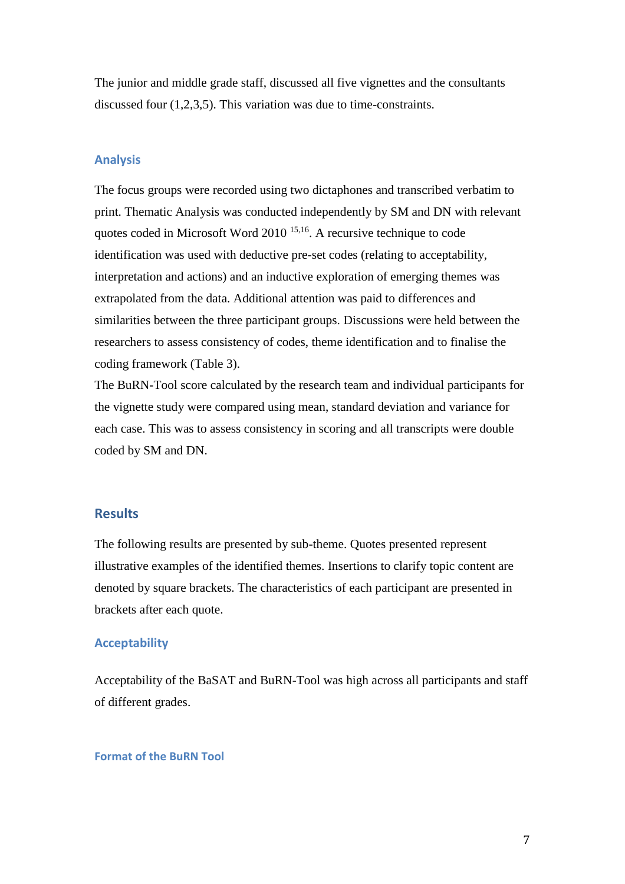The junior and middle grade staff, discussed all five vignettes and the consultants discussed four (1,2,3,5). This variation was due to time-constraints.

### Analysis

The focus groups were recorded using two dictaphones and transcribed verbatim to print. Thematic Analysis was conducted independently by SM and DN with relevant quotes coded in Microsoft Word 2010 [15,16]. A recursive technique to code identification was used with deductive pre-set codes (relating to acceptability, interpretation and actions) and an inductive exploration of emerging themes was extrapolated from the data. Additional attention was paid to differences and similarities between the three participant groups. Discussions were held between the researchers to assess consistency of codes, theme identification and to finalise the coding framework (Table 3).

The BuRN-Tool score calculated by the research team and individual participants for the vignette study were compared using mean, standard deviation and variance for each case. This was to assess consistency in scoring and all transcripts were double coded by SM and DN.

## Results

The following results are presented by sub-theme. Quotes presented represent illustrative examples of the identified themes. Insertions to clarify topic content are denoted by square brackets. The characteristics of each participant are presented in brackets after each quote.

### Acceptability

Acceptability of the BaSAT and BuRN-Tool was high across all participants and staff of different grades.

#### Format of the BuRN Tool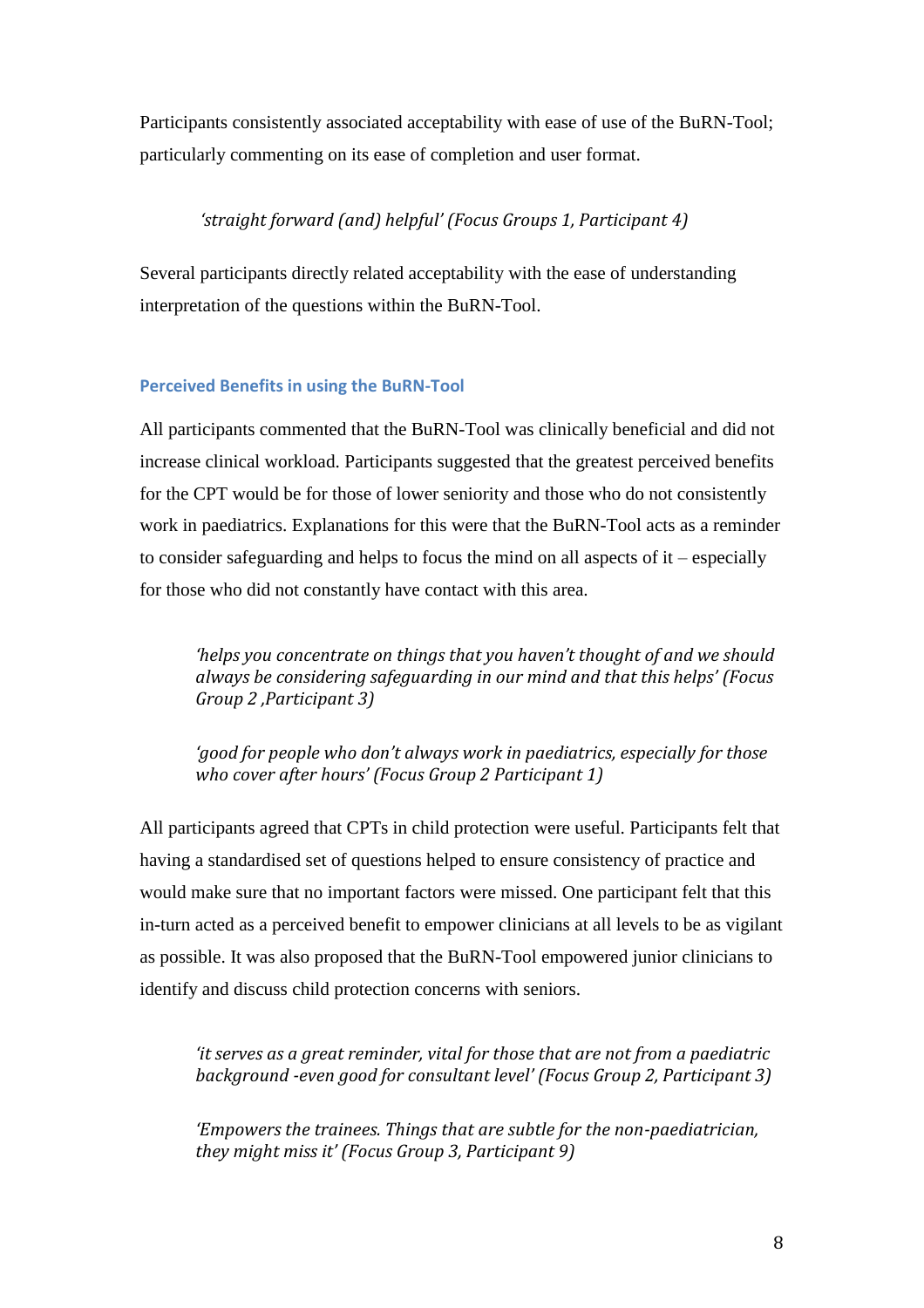Participants consistently associated acceptability with ease of use of the BuRN-Tool; particularly commenting on its ease of completion and user format.

> *'straight forward (and) helpful' (Focus Groups 1, Participant 4)*

Several participants directly related acceptability with the ease of understanding interpretation of the questions within the BuRN-Tool.

## Perceived Benefits in using the BuRN-Tool

All participants commented that the BuRN-Tool was clinically beneficial and did not increase clinical workload. Participants suggested that the greatest perceived benefits for the CPT would be for those of lower seniority and those who do not consistently work in paediatrics. Explanations for this were that the BuRN-Tool acts as a reminder to consider safeguarding and helps to focus the mind on all aspects of it – especially for those who did not constantly have contact with this area.

> *'helps you concentrate on things that you haven't thought of and we should always be considering safeguarding in our mind and that this helps' (Focus Group 2 ,Participant 3)*

> *'good for people who don't always work in paediatrics, especially for those who cover after hours' (Focus Group 2 Participant 1)*

All participants agreed that CPTs in child protection were useful. Participants felt that having a standardised set of questions helped to ensure consistency of practice and would make sure that no important factors were missed. One participant felt that this in-turn acted as a perceived benefit to empower clinicians at all levels to be as vigilant as possible. It was also proposed that the BuRN-Tool empowered junior clinicians to identify and discuss child protection concerns with seniors.

> *'it serves as a great reminder, vital for those that are not from a paediatric background -even good for consultant level' (Focus Group 2, Participant 3)*

> *'Empowers the trainees. Things that are subtle for the non-paediatrician, they might miss it' (Focus Group 3, Participant 9)*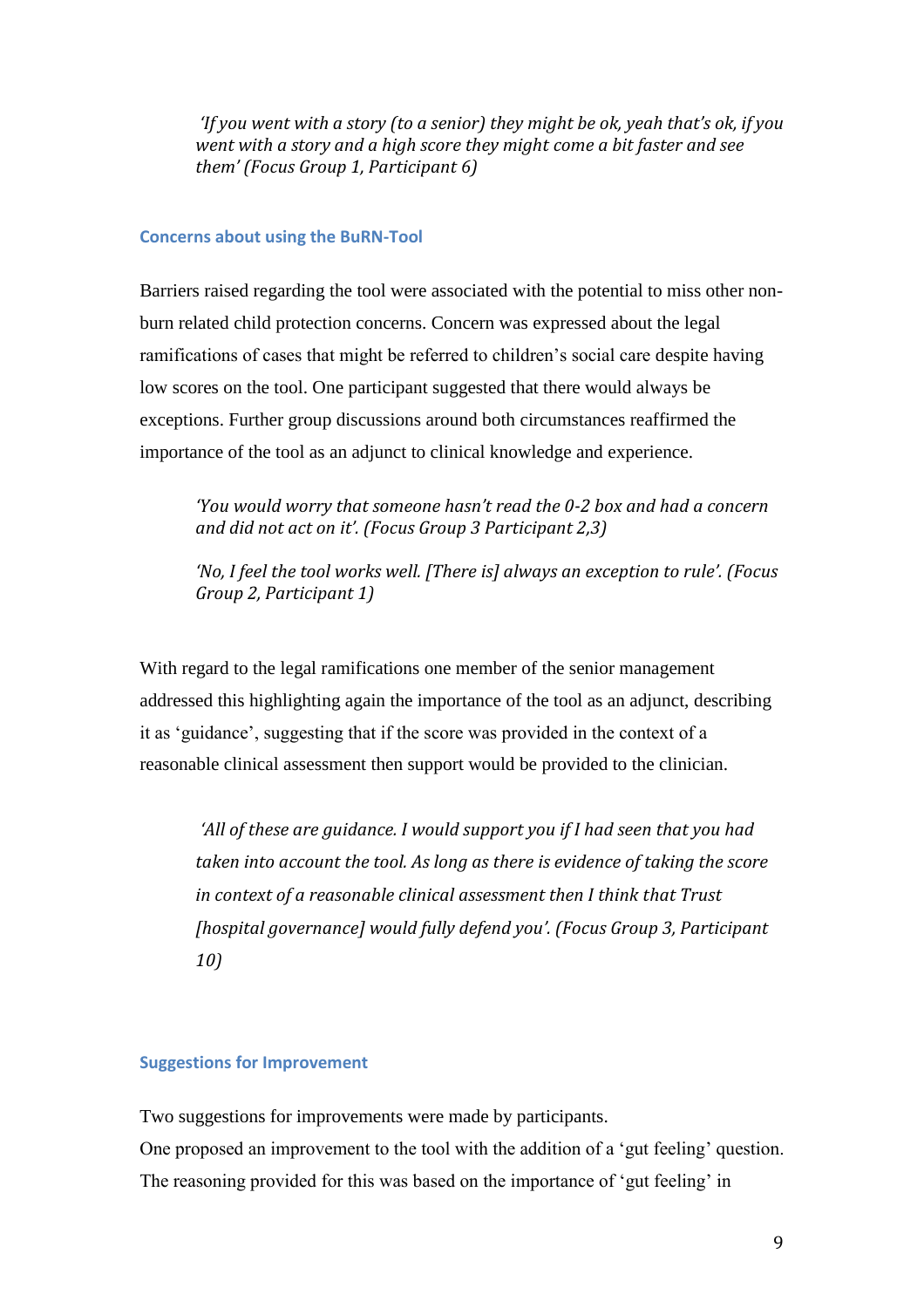> *'If you went with a story (to a senior) they might be ok, yeah that's ok, if you went with a story and a high score they might come a bit faster and see them' (Focus Group 1, Participant 6)*

### Concerns about using the BuRN-Tool

Barriers raised regarding the tool were associated with the potential to miss other non-burn related child protection concerns. Concern was expressed about the legal ramifications of cases that might be referred to children's social care despite having low scores on the tool. One participant suggested that there would always be exceptions. Further group discussions around both circumstances reaffirmed the importance of the tool as an adjunct to clinical knowledge and experience.

> *'You would worry that someone hasn't read the 0-2 box and had a concern and did not act on it'. (Focus Group 3 Participant 2,3)*

> *'No, I feel the tool works well. [There is] always an exception to rule'. (Focus Group 2, Participant 1)*

With regard to the legal ramifications one member of the senior management addressed this highlighting again the importance of the tool as an adjunct, describing it as 'guidance', suggesting that if the score was provided in the context of a reasonable clinical assessment then support would be provided to the clinician.

> *'All of these are guidance. I would support you if I had seen that you had taken into account the tool. As long as there is evidence of taking the score in context of a reasonable clinical assessment then I think that Trust [hospital governance] would fully defend you'. (Focus Group 3, Participant 10)*

### Suggestions for Improvement

Two suggestions for improvements were made by participants.
One proposed an improvement to the tool with the addition of a 'gut feeling' question. The reasoning provided for this was based on the importance of 'gut feeling' in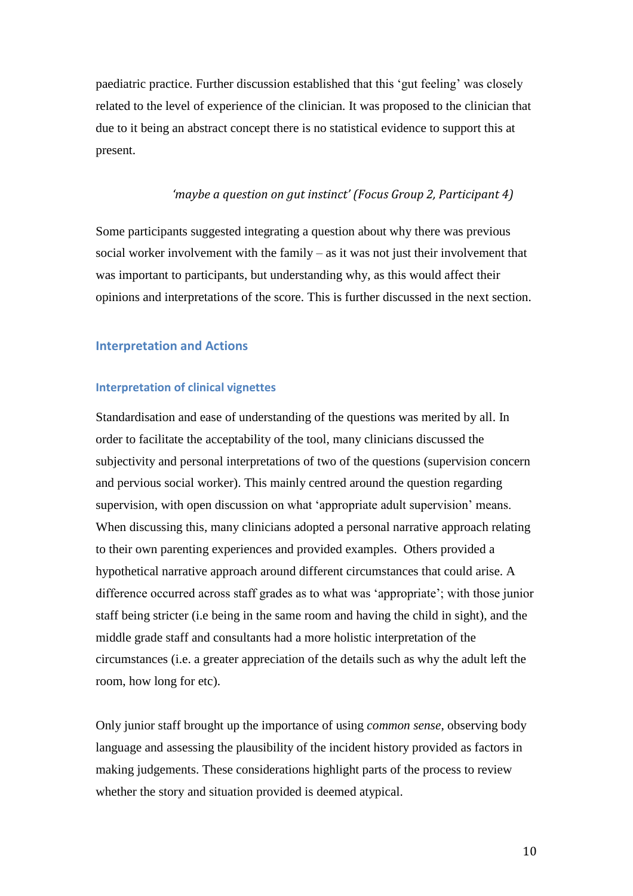paediatric practice. Further discussion established that this 'gut feeling' was closely related to the level of experience of the clinician. It was proposed to the clinician that due to it being an abstract concept there is no statistical evidence to support this at present.

> *'maybe a question on gut instinct' (Focus Group 2, Participant 4)*

Some participants suggested integrating a question about why there was previous social worker involvement with the family – as it was not just their involvement that was important to participants, but understanding why, as this would affect their opinions and interpretations of the score. This is further discussed in the next section.

## Interpretation and Actions

### Interpretation of clinical vignettes

Standardisation and ease of understanding of the questions was merited by all. In order to facilitate the acceptability of the tool, many clinicians discussed the subjectivity and personal interpretations of two of the questions (supervision concern and pervious social worker). This mainly centred around the question regarding supervision, with open discussion on what 'appropriate adult supervision' means. When discussing this, many clinicians adopted a personal narrative approach relating to their own parenting experiences and provided examples. Others provided a hypothetical narrative approach around different circumstances that could arise. A difference occurred across staff grades as to what was 'appropriate'; with those junior staff being stricter (i.e being in the same room and having the child in sight), and the middle grade staff and consultants had a more holistic interpretation of the circumstances (i.e. a greater appreciation of the details such as why the adult left the room, how long for etc).

Only junior staff brought up the importance of using *common sense*, observing body language and assessing the plausibility of the incident history provided as factors in making judgements. These considerations highlight parts of the process to review whether the story and situation provided is deemed atypical.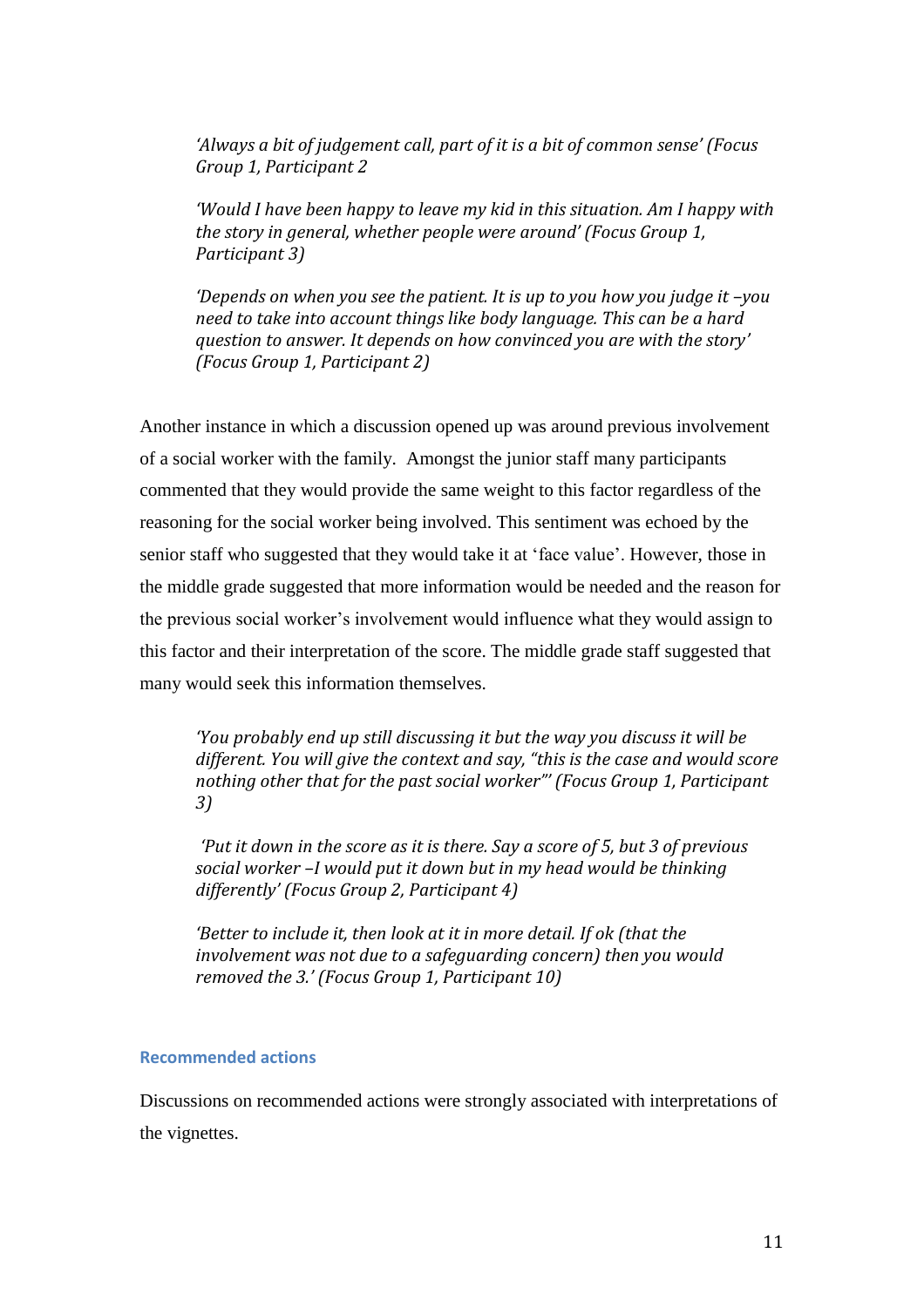*'Always a bit of judgement call, part of it is a bit of common sense' (Focus Group 1, Participant 2*

*'Would I have been happy to leave my kid in this situation. Am I happy with the story in general, whether people were around' (Focus Group 1, Participant 3)*

*'Depends on when you see the patient. It is up to you how you judge it –you need to take into account things like body language. This can be a hard question to answer. It depends on how convinced you are with the story' (Focus Group 1, Participant 2)*

Another instance in which a discussion opened up was around previous involvement of a social worker with the family. Amongst the junior staff many participants commented that they would provide the same weight to this factor regardless of the reasoning for the social worker being involved. This sentiment was echoed by the senior staff who suggested that they would take it at 'face value'. However, those in the middle grade suggested that more information would be needed and the reason for the previous social worker's involvement would influence what they would assign to this factor and their interpretation of the score. The middle grade staff suggested that many would seek this information themselves.

*'You probably end up still discussing it but the way you discuss it will be different. You will give the context and say, "this is the case and would score nothing other that for the past social worker"' (Focus Group 1, Participant 3)*

*'Put it down in the score as it is there. Say a score of 5, but 3 of previous social worker –I would put it down but in my head would be thinking differently' (Focus Group 2, Participant 4)*

*'Better to include it, then look at it in more detail. If ok (that the involvement was not due to a safeguarding concern) then you would removed the 3.' (Focus Group 1, Participant 10)*

### Recommended actions

Discussions on recommended actions were strongly associated with interpretations of the vignettes.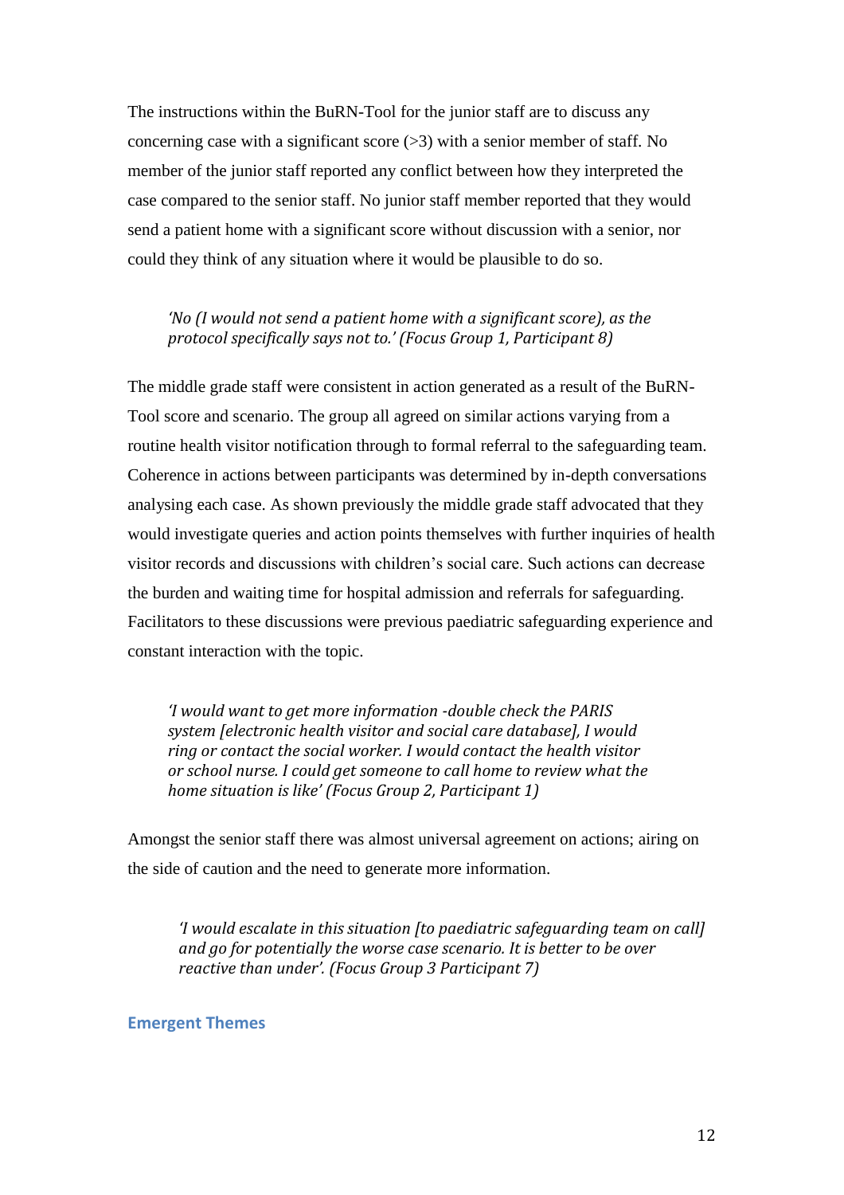The instructions within the BuRN-Tool for the junior staff are to discuss any concerning case with a significant score (>3) with a senior member of staff. No member of the junior staff reported any conflict between how they interpreted the case compared to the senior staff. No junior staff member reported that they would send a patient home with a significant score without discussion with a senior, nor could they think of any situation where it would be plausible to do so.

> *'No (I would not send a patient home with a significant score), as the protocol specifically says not to.' (Focus Group 1, Participant 8)*

The middle grade staff were consistent in action generated as a result of the BuRN-Tool score and scenario. The group all agreed on similar actions varying from a routine health visitor notification through to formal referral to the safeguarding team. Coherence in actions between participants was determined by in-depth conversations analysing each case. As shown previously the middle grade staff advocated that they would investigate queries and action points themselves with further inquiries of health visitor records and discussions with children's social care. Such actions can decrease the burden and waiting time for hospital admission and referrals for safeguarding. Facilitators to these discussions were previous paediatric safeguarding experience and constant interaction with the topic.

> *'I would want to get more information -double check the PARIS system [electronic health visitor and social care database], I would ring or contact the social worker. I would contact the health visitor or school nurse. I could get someone to call home to review what the home situation is like' (Focus Group 2, Participant 1)*

Amongst the senior staff there was almost universal agreement on actions; airing on the side of caution and the need to generate more information.

> *'I would escalate in this situation [to paediatric safeguarding team on call] and go for potentially the worse case scenario. It is better to be over reactive than under'. (Focus Group 3 Participant 7)*

## Emergent Themes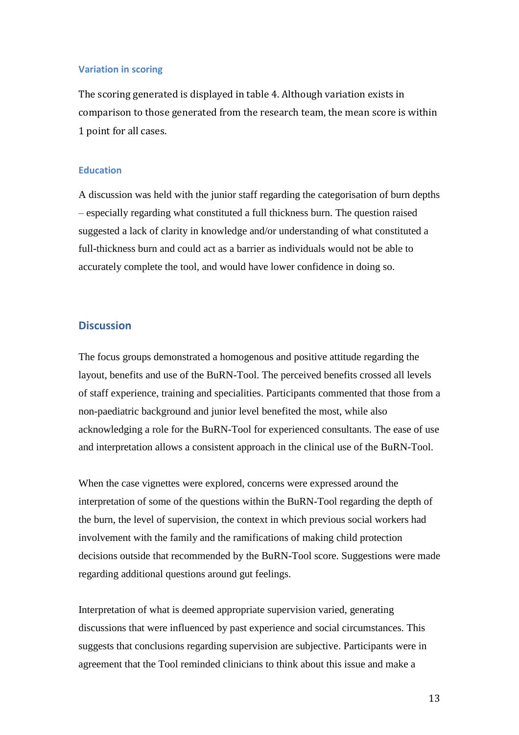### Variation in scoring

The scoring generated is displayed in table 4. Although variation exists in comparison to those generated from the research team, the mean score is within 1 point for all cases.

### Education

A discussion was held with the junior staff regarding the categorisation of burn depths – especially regarding what constituted a full thickness burn. The question raised suggested a lack of clarity in knowledge and/or understanding of what constituted a full-thickness burn and could act as a barrier as individuals would not be able to accurately complete the tool, and would have lower confidence in doing so.

## Discussion

The focus groups demonstrated a homogenous and positive attitude regarding the layout, benefits and use of the BuRN-Tool. The perceived benefits crossed all levels of staff experience, training and specialities. Participants commented that those from a non-paediatric background and junior level benefited the most, while also acknowledging a role for the BuRN-Tool for experienced consultants. The ease of use and interpretation allows a consistent approach in the clinical use of the BuRN-Tool.

When the case vignettes were explored, concerns were expressed around the interpretation of some of the questions within the BuRN-Tool regarding the depth of the burn, the level of supervision, the context in which previous social workers had involvement with the family and the ramifications of making child protection decisions outside that recommended by the BuRN-Tool score. Suggestions were made regarding additional questions around gut feelings.

Interpretation of what is deemed appropriate supervision varied, generating discussions that were influenced by past experience and social circumstances. This suggests that conclusions regarding supervision are subjective. Participants were in agreement that the Tool reminded clinicians to think about this issue and make a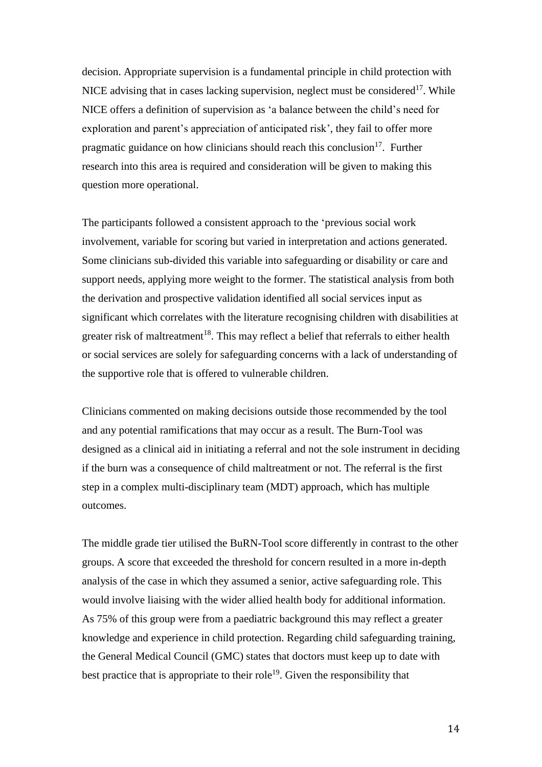decision. Appropriate supervision is a fundamental principle in child protection with NICE advising that in cases lacking supervision, neglect must be considered[17]. While NICE offers a definition of supervision as 'a balance between the child's need for exploration and parent's appreciation of anticipated risk', they fail to offer more pragmatic guidance on how clinicians should reach this conclusion[17]. Further research into this area is required and consideration will be given to making this question more operational.

The participants followed a consistent approach to the 'previous social work involvement, variable for scoring but varied in interpretation and actions generated. Some clinicians sub-divided this variable into safeguarding or disability or care and support needs, applying more weight to the former. The statistical analysis from both the derivation and prospective validation identified all social services input as significant which correlates with the literature recognising children with disabilities at greater risk of maltreatment[18]. This may reflect a belief that referrals to either health or social services are solely for safeguarding concerns with a lack of understanding of the supportive role that is offered to vulnerable children.

Clinicians commented on making decisions outside those recommended by the tool and any potential ramifications that may occur as a result. The Burn-Tool was designed as a clinical aid in initiating a referral and not the sole instrument in deciding if the burn was a consequence of child maltreatment or not. The referral is the first step in a complex multi-disciplinary team (MDT) approach, which has multiple outcomes.

The middle grade tier utilised the BuRN-Tool score differently in contrast to the other groups. A score that exceeded the threshold for concern resulted in a more in-depth analysis of the case in which they assumed a senior, active safeguarding role. This would involve liaising with the wider allied health body for additional information. As 75% of this group were from a paediatric background this may reflect a greater knowledge and experience in child protection. Regarding child safeguarding training, the General Medical Council (GMC) states that doctors must keep up to date with best practice that is appropriate to their role[19]. Given the responsibility that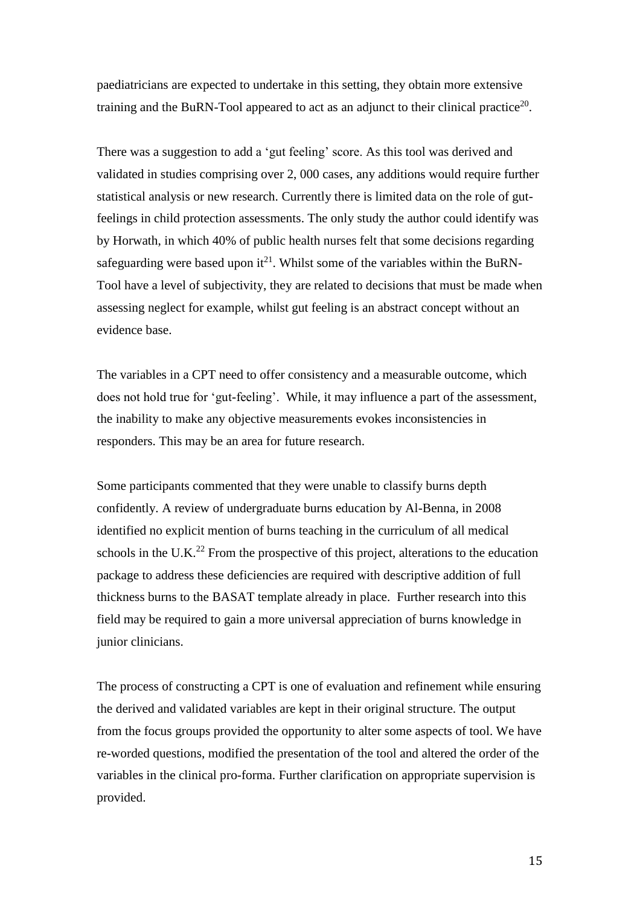paediatricians are expected to undertake in this setting, they obtain more extensive training and the BuRN-Tool appeared to act as an adjunct to their clinical practice[20].

There was a suggestion to add a 'gut feeling' score. As this tool was derived and validated in studies comprising over 2, 000 cases, any additions would require further statistical analysis or new research. Currently there is limited data on the role of gut-feelings in child protection assessments. The only study the author could identify was by Horwath, in which 40% of public health nurses felt that some decisions regarding safeguarding were based upon it[21]. Whilst some of the variables within the BuRN-Tool have a level of subjectivity, they are related to decisions that must be made when assessing neglect for example, whilst gut feeling is an abstract concept without an evidence base.

The variables in a CPT need to offer consistency and a measurable outcome, which does not hold true for 'gut-feeling'. While, it may influence a part of the assessment, the inability to make any objective measurements evokes inconsistencies in responders. This may be an area for future research.

Some participants commented that they were unable to classify burns depth confidently. A review of undergraduate burns education by Al-Benna, in 2008 identified no explicit mention of burns teaching in the curriculum of all medical schools in the U.K.[22] From the prospective of this project, alterations to the education package to address these deficiencies are required with descriptive addition of full thickness burns to the BASAT template already in place. Further research into this field may be required to gain a more universal appreciation of burns knowledge in junior clinicians.

The process of constructing a CPT is one of evaluation and refinement while ensuring the derived and validated variables are kept in their original structure. The output from the focus groups provided the opportunity to alter some aspects of tool. We have re-worded questions, modified the presentation of the tool and altered the order of the variables in the clinical pro-forma. Further clarification on appropriate supervision is provided.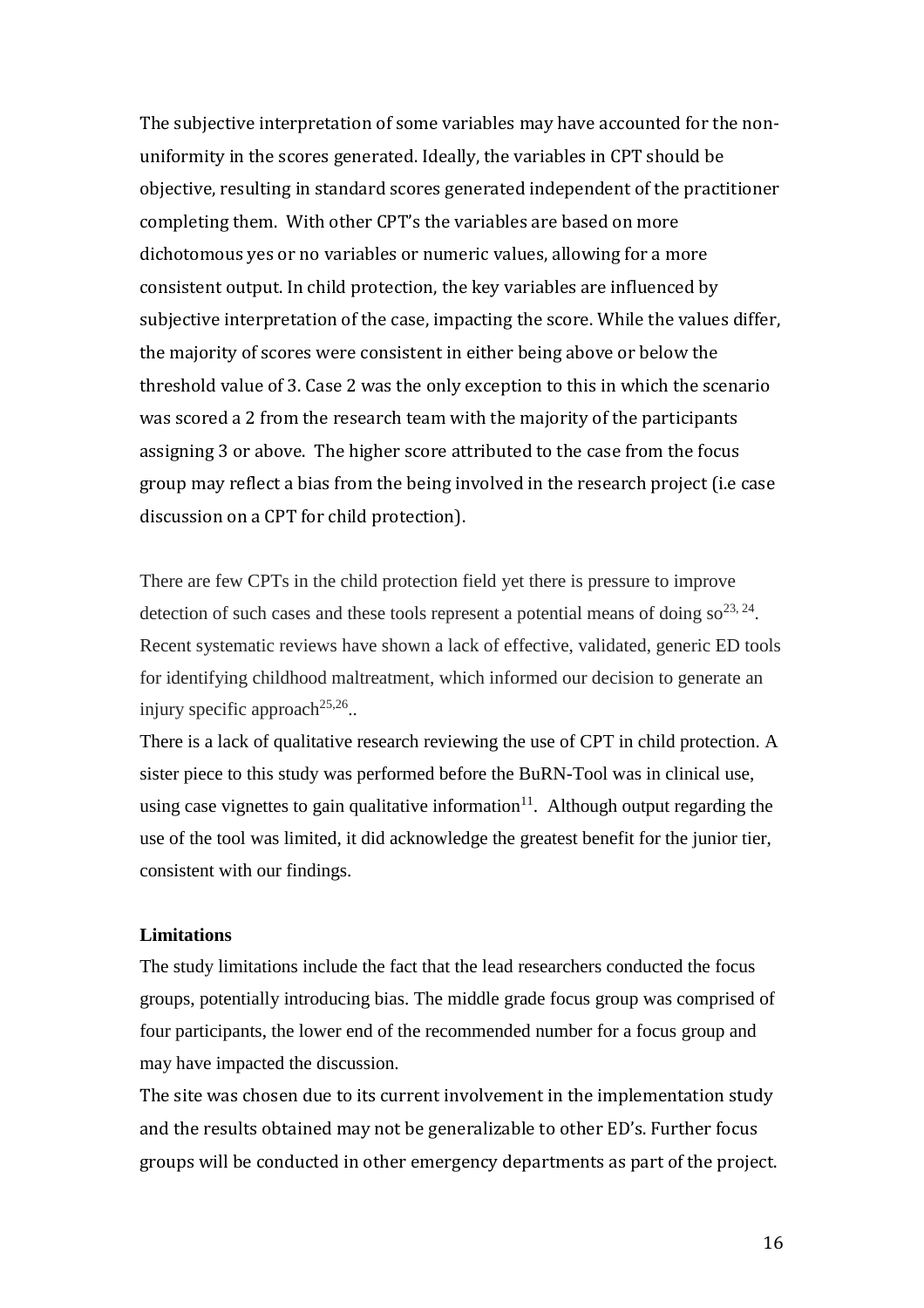The subjective interpretation of some variables may have accounted for the non-uniformity in the scores generated. Ideally, the variables in CPT should be objective, resulting in standard scores generated independent of the practitioner completing them. With other CPT's the variables are based on more dichotomous yes or no variables or numeric values, allowing for a more consistent output. In child protection, the key variables are influenced by subjective interpretation of the case, impacting the score. While the values differ, the majority of scores were consistent in either being above or below the threshold value of 3. Case 2 was the only exception to this in which the scenario was scored a 2 from the research team with the majority of the participants assigning 3 or above. The higher score attributed to the case from the focus group may reflect a bias from the being involved in the research project (i.e case discussion on a CPT for child protection).

There are few CPTs in the child protection field yet there is pressure to improve detection of such cases and these tools represent a potential means of doing so[23, 24]. Recent systematic reviews have shown a lack of effective, validated, generic ED tools for identifying childhood maltreatment, which informed our decision to generate an injury specific approach[25,26]..

There is a lack of qualitative research reviewing the use of CPT in child protection. A sister piece to this study was performed before the BuRN-Tool was in clinical use, using case vignettes to gain qualitative information[11]. Although output regarding the use of the tool was limited, it did acknowledge the greatest benefit for the junior tier, consistent with our findings.

**Limitations**

The study limitations include the fact that the lead researchers conducted the focus groups, potentially introducing bias. The middle grade focus group was comprised of four participants, the lower end of the recommended number for a focus group and may have impacted the discussion.

The site was chosen due to its current involvement in the implementation study and the results obtained may not be generalizable to other ED's. Further focus groups will be conducted in other emergency departments as part of the project.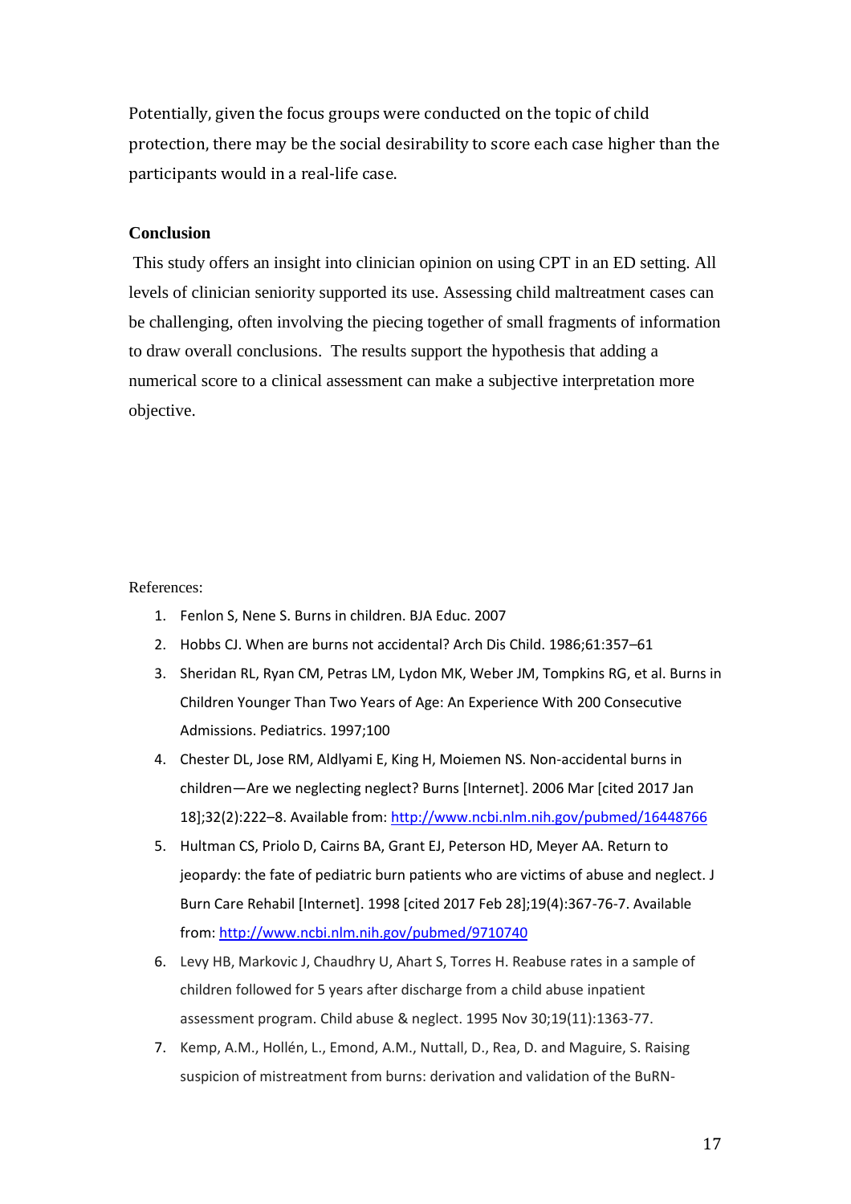Potentially, given the focus groups were conducted on the topic of child protection, there may be the social desirability to score each case higher than the participants would in a real-life case.

## Conclusion

This study offers an insight into clinician opinion on using CPT in an ED setting. All levels of clinician seniority supported its use. Assessing child maltreatment cases can be challenging, often involving the piecing together of small fragments of information to draw overall conclusions. The results support the hypothesis that adding a numerical score to a clinical assessment can make a subjective interpretation more objective.

References:

1. Fenlon S, Nene S. Burns in children. BJA Educ. 2007
2. Hobbs CJ. When are burns not accidental? Arch Dis Child. 1986;61:357–61
3. Sheridan RL, Ryan CM, Petras LM, Lydon MK, Weber JM, Tompkins RG, et al. Burns in Children Younger Than Two Years of Age: An Experience With 200 Consecutive Admissions. Pediatrics. 1997;100
4. Chester DL, Jose RM, Aldlyami E, King H, Moiemen NS. Non-accidental burns in children—Are we neglecting neglect? Burns [Internet]. 2006 Mar [cited 2017 Jan 18];32(2):222–8. Available from: http://www.ncbi.nlm.nih.gov/pubmed/16448766
5. Hultman CS, Priolo D, Cairns BA, Grant EJ, Peterson HD, Meyer AA. Return to jeopardy: the fate of pediatric burn patients who are victims of abuse and neglect. J Burn Care Rehabil [Internet]. 1998 [cited 2017 Feb 28];19(4):367-76-7. Available from: http://www.ncbi.nlm.nih.gov/pubmed/9710740
6. Levy HB, Markovic J, Chaudhry U, Ahart S, Torres H. Reabuse rates in a sample of children followed for 5 years after discharge from a child abuse inpatient assessment program. Child abuse & neglect. 1995 Nov 30;19(11):1363-77.
7. Kemp, A.M., Hollén, L., Emond, A.M., Nuttall, D., Rea, D. and Maguire, S. Raising suspicion of mistreatment from burns: derivation and validation of the BuRN-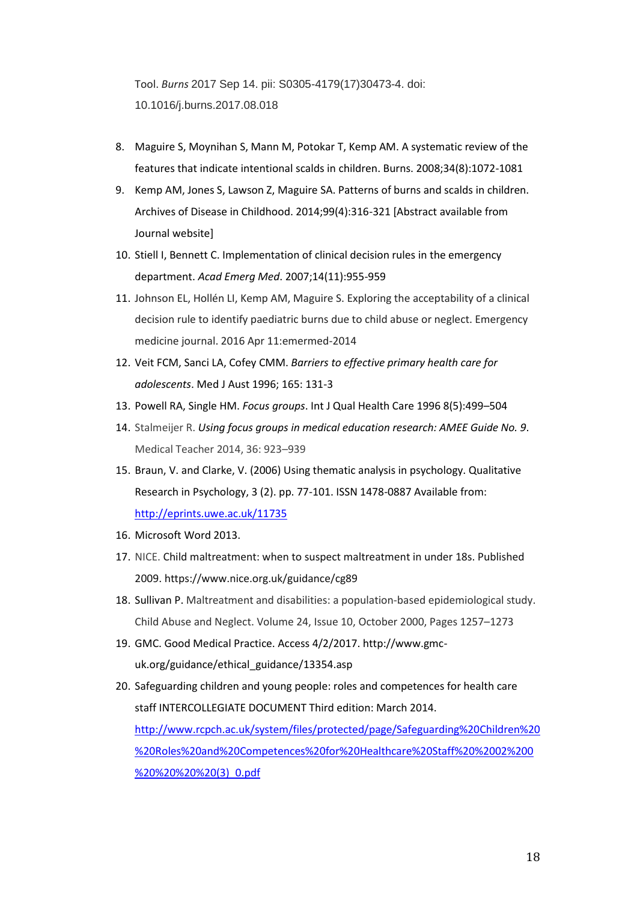Tool. *Burns* 2017 Sep 14. pii: S0305-4179(17)30473-4. doi: 10.1016/j.burns.2017.08.018

8. Maguire S, Moynihan S, Mann M, Potokar T, Kemp AM. A systematic review of the features that indicate intentional scalds in children. Burns. 2008;34(8):1072-1081
9. Kemp AM, Jones S, Lawson Z, Maguire SA. Patterns of burns and scalds in children. Archives of Disease in Childhood. 2014;99(4):316-321 [Abstract available from Journal website]
10. Stiell I, Bennett C. Implementation of clinical decision rules in the emergency department. *Acad Emerg Med*. 2007;14(11):955-959
11. Johnson EL, Hollén LI, Kemp AM, Maguire S. Exploring the acceptability of a clinical decision rule to identify paediatric burns due to child abuse or neglect. Emergency medicine journal. 2016 Apr 11:emermed-2014
12. Veit FCM, Sanci LA, Cofey CMM. *Barriers to effective primary health care for adolescents*. Med J Aust 1996; 165: 131-3
13. Powell RA, Single HM. *Focus groups*. Int J Qual Health Care 1996 8(5):499–504
14. Stalmeijer R. *Using focus groups in medical education research: AMEE Guide No. 9*. Medical Teacher 2014, 36: 923–939
15. Braun, V. and Clarke, V. (2006) Using thematic analysis in psychology. Qualitative Research in Psychology, 3 (2). pp. 77-101. ISSN 1478-0887 Available from: http://eprints.uwe.ac.uk/11735
16. Microsoft Word 2013.
17. NICE. Child maltreatment: when to suspect maltreatment in under 18s. Published 2009. https://www.nice.org.uk/guidance/cg89
18. Sullivan P. Maltreatment and disabilities: a population-based epidemiological study. Child Abuse and Neglect. Volume 24, Issue 10, October 2000, Pages 1257–1273
19. GMC. Good Medical Practice. Access 4/2/2017. http://www.gmc-uk.org/guidance/ethical_guidance/13354.asp
20. Safeguarding children and young people: roles and competences for health care staff INTERCOLLEGIATE DOCUMENT Third edition: March 2014. http://www.rcpch.ac.uk/system/files/protected/page/Safeguarding%20Children%20%20Roles%20and%20Competences%20for%20Healthcare%20Staff%20%2002%200%20%20%20%20(3)_0.pdf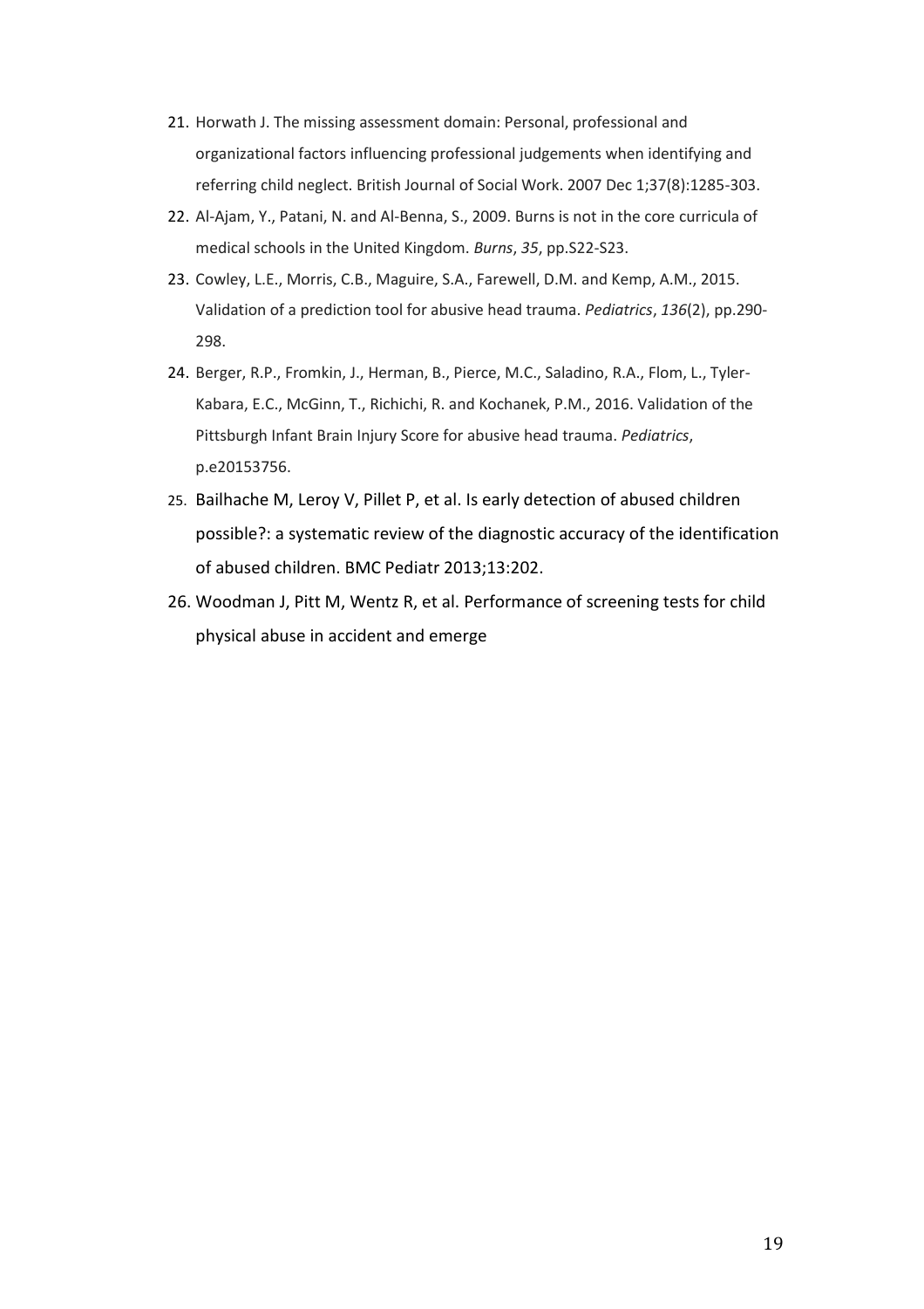21. Horwath J. The missing assessment domain: Personal, professional and organizational factors influencing professional judgements when identifying and referring child neglect. British Journal of Social Work. 2007 Dec 1;37(8):1285-303.
22. Al-Ajam, Y., Patani, N. and Al-Benna, S., 2009. Burns is not in the core curricula of medical schools in the United Kingdom. *Burns*, *35*, pp.S22-S23.
23. Cowley, L.E., Morris, C.B., Maguire, S.A., Farewell, D.M. and Kemp, A.M., 2015. Validation of a prediction tool for abusive head trauma. *Pediatrics*, *136*(2), pp.290-298.
24. Berger, R.P., Fromkin, J., Herman, B., Pierce, M.C., Saladino, R.A., Flom, L., Tyler-Kabara, E.C., McGinn, T., Richichi, R. and Kochanek, P.M., 2016. Validation of the Pittsburgh Infant Brain Injury Score for abusive head trauma. *Pediatrics*, p.e20153756.
25. Bailhache M, Leroy V, Pillet P, et al. Is early detection of abused children possible?: a systematic review of the diagnostic accuracy of the identification of abused children. BMC Pediatr 2013;13:202.
26. Woodman J, Pitt M, Wentz R, et al. Performance of screening tests for child physical abuse in accident and emerge